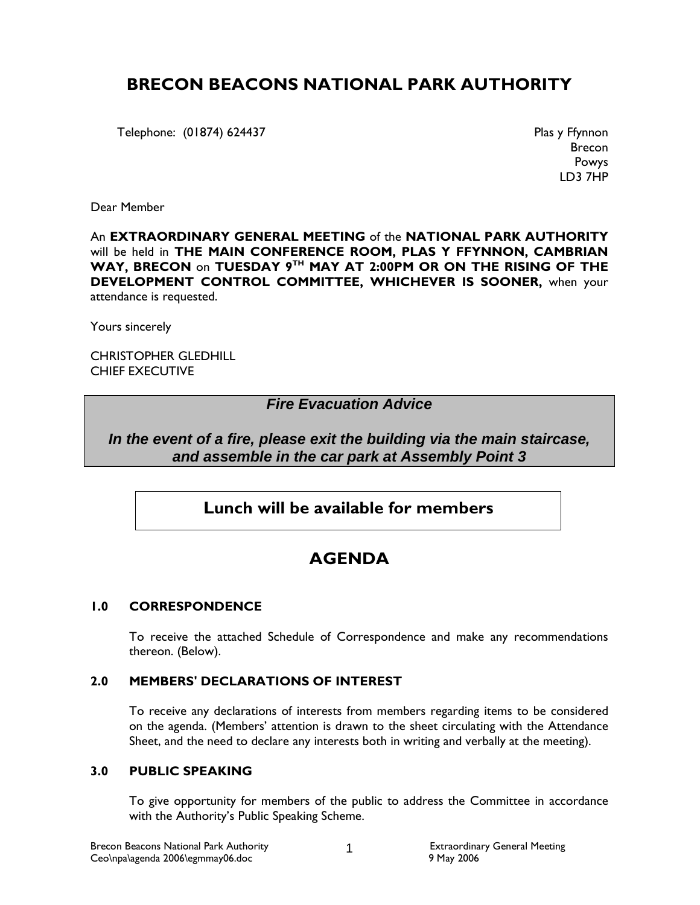# BRECON BEACONS NATIONAL PARK AUTHORITY

Telephone: (01874) 624437

Plas y Ffynnon
Brecon
Powys
LD3 7HP

Dear Member

An **EXTRAORDINARY GENERAL MEETING** of the **NATIONAL PARK AUTHORITY** will be held in **THE MAIN CONFERENCE ROOM, PLAS Y FFYNNON, CAMBRIAN WAY, BRECON** on **TUESDAY 9TH MAY AT 2:00PM OR ON THE RISING OF THE DEVELOPMENT CONTROL COMMITTEE, WHICHEVER IS SOONER,** when your attendance is requested.

Yours sincerely

CHRISTOPHER GLEDHILL
CHIEF EXECUTIVE

***Fire Evacuation Advice***

***In the event of a fire, please exit the building via the main staircase, and assemble in the car park at Assembly Point 3***

**Lunch will be available for members**

## AGENDA

### 1.0 CORRESPONDENCE

To receive the attached Schedule of Correspondence and make any recommendations thereon. (Below).

### 2.0 MEMBERS' DECLARATIONS OF INTEREST

To receive any declarations of interests from members regarding items to be considered on the agenda. (Members' attention is drawn to the sheet circulating with the Attendance Sheet, and the need to declare any interests both in writing and verbally at the meeting).

### 3.0 PUBLIC SPEAKING

To give opportunity for members of the public to address the Committee in accordance with the Authority's Public Speaking Scheme.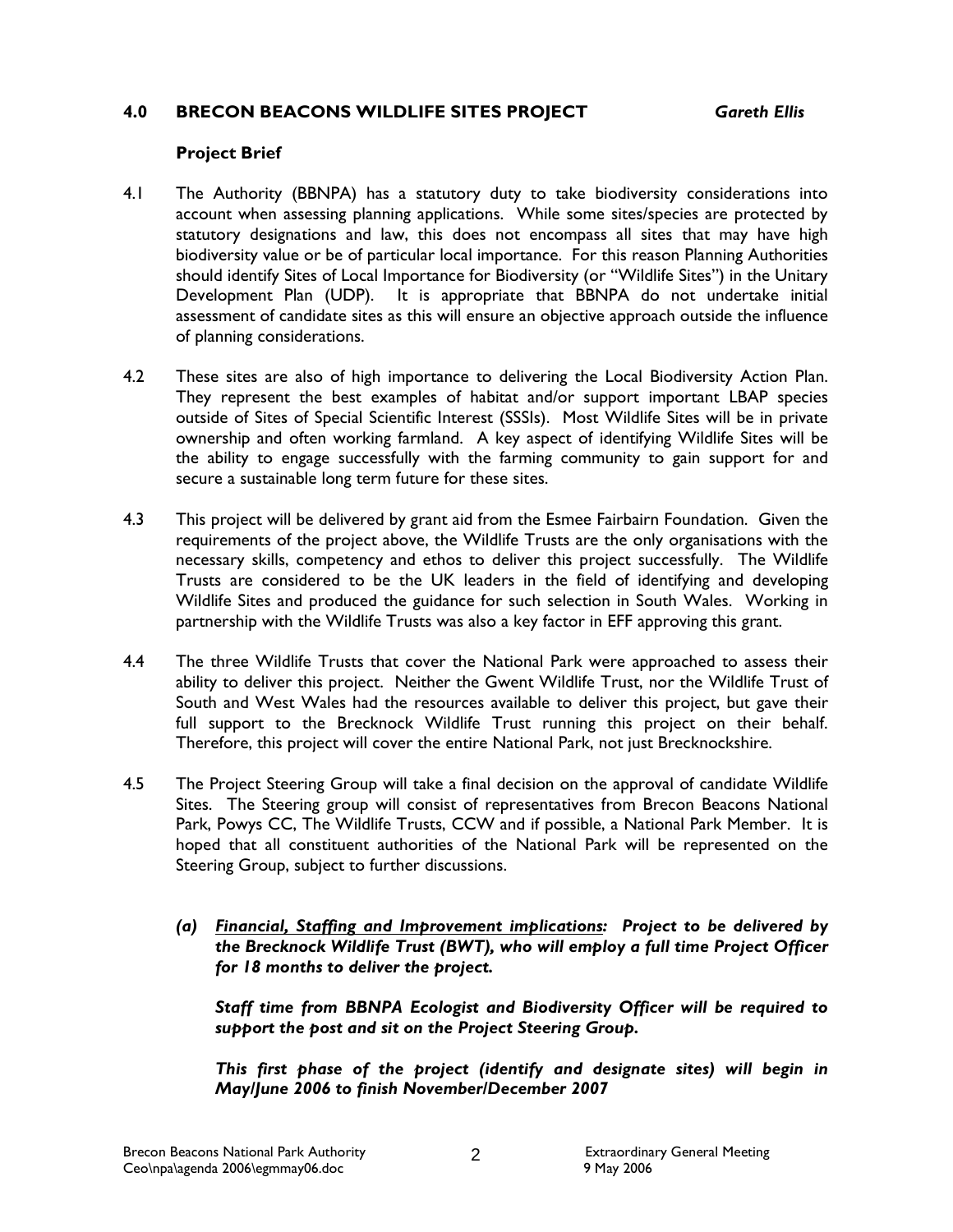## 4.0 BRECON BEACONS WILDLIFE SITES PROJECT *Gareth Ellis*

### Project Brief

4.1 The Authority (BBNPA) has a statutory duty to take biodiversity considerations into account when assessing planning applications. While some sites/species are protected by statutory designations and law, this does not encompass all sites that may have high biodiversity value or be of particular local importance. For this reason Planning Authorities should identify Sites of Local Importance for Biodiversity (or "Wildlife Sites") in the Unitary Development Plan (UDP). It is appropriate that BBNPA do not undertake initial assessment of candidate sites as this will ensure an objective approach outside the influence of planning considerations.

4.2 These sites are also of high importance to delivering the Local Biodiversity Action Plan. They represent the best examples of habitat and/or support important LBAP species outside of Sites of Special Scientific Interest (SSSIs). Most Wildlife Sites will be in private ownership and often working farmland. A key aspect of identifying Wildlife Sites will be the ability to engage successfully with the farming community to gain support for and secure a sustainable long term future for these sites.

4.3 This project will be delivered by grant aid from the Esmee Fairbairn Foundation. Given the requirements of the project above, the Wildlife Trusts are the only organisations with the necessary skills, competency and ethos to deliver this project successfully. The Wildlife Trusts are considered to be the UK leaders in the field of identifying and developing Wildlife Sites and produced the guidance for such selection in South Wales. Working in partnership with the Wildlife Trusts was also a key factor in EFF approving this grant.

4.4 The three Wildlife Trusts that cover the National Park were approached to assess their ability to deliver this project. Neither the Gwent Wildlife Trust, nor the Wildlife Trust of South and West Wales had the resources available to deliver this project, but gave their full support to the Brecknock Wildlife Trust running this project on their behalf. Therefore, this project will cover the entire National Park, not just Brecknockshire.

4.5 The Project Steering Group will take a final decision on the approval of candidate Wildlife Sites. The Steering group will consist of representatives from Brecon Beacons National Park, Powys CC, The Wildlife Trusts, CCW and if possible, a National Park Member. It is hoped that all constituent authorities of the National Park will be represented on the Steering Group, subject to further discussions.

***(a) <u>Financial, Staffing and Improvement implications</u>: Project to be delivered by the Brecknock Wildlife Trust (BWT), who will employ a full time Project Officer for 18 months to deliver the project.***

***Staff time from BBNPA Ecologist and Biodiversity Officer will be required to support the post and sit on the Project Steering Group.***

***This first phase of the project (identify and designate sites) will begin in May/June 2006 to finish November/December 2007***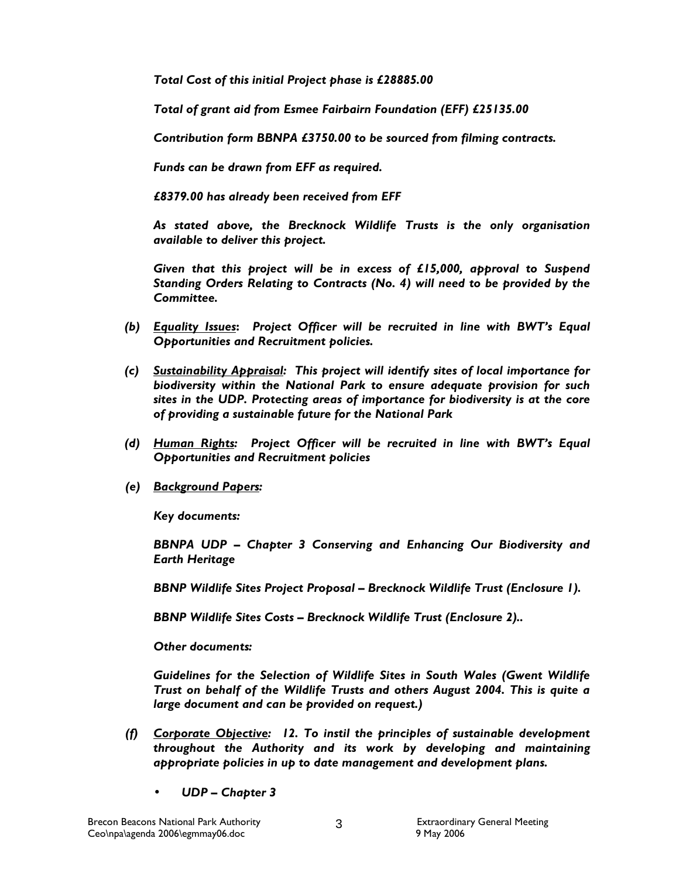*Total Cost of this initial Project phase is £28885.00*

*Total of grant aid from Esmee Fairbairn Foundation (EFF) £25135.00*

*Contribution form BBNPA £3750.00 to be sourced from filming contracts.*

*Funds can be drawn from EFF as required.*

*£8379.00 has already been received from EFF*

*As stated above, the Brecknock Wildlife Trusts is the only organisation available to deliver this project.*

*Given that this project will be in excess of £15,000, approval to Suspend Standing Orders Relating to Contracts (No. 4) will need to be provided by the Committee.*

*(b) Equality Issues: Project Officer will be recruited in line with BWT's Equal Opportunities and Recruitment policies.*

*(c) Sustainability Appraisal: This project will identify sites of local importance for biodiversity within the National Park to ensure adequate provision for such sites in the UDP. Protecting areas of importance for biodiversity is at the core of providing a sustainable future for the National Park*

*(d) Human Rights: Project Officer will be recruited in line with BWT's Equal Opportunities and Recruitment policies*

*(e) Background Papers:*

*Key documents:*

*BBNPA UDP – Chapter 3 Conserving and Enhancing Our Biodiversity and Earth Heritage*

*BBNP Wildlife Sites Project Proposal – Brecknock Wildlife Trust (Enclosure 1).*

*BBNP Wildlife Sites Costs – Brecknock Wildlife Trust (Enclosure 2)..*

*Other documents:*

*Guidelines for the Selection of Wildlife Sites in South Wales (Gwent Wildlife Trust on behalf of the Wildlife Trusts and others August 2004. This is quite a large document and can be provided on request.)*

*(f) Corporate Objective: 12. To instil the principles of sustainable development throughout the Authority and its work by developing and maintaining appropriate policies in up to date management and development plans.*

- *UDP – Chapter 3*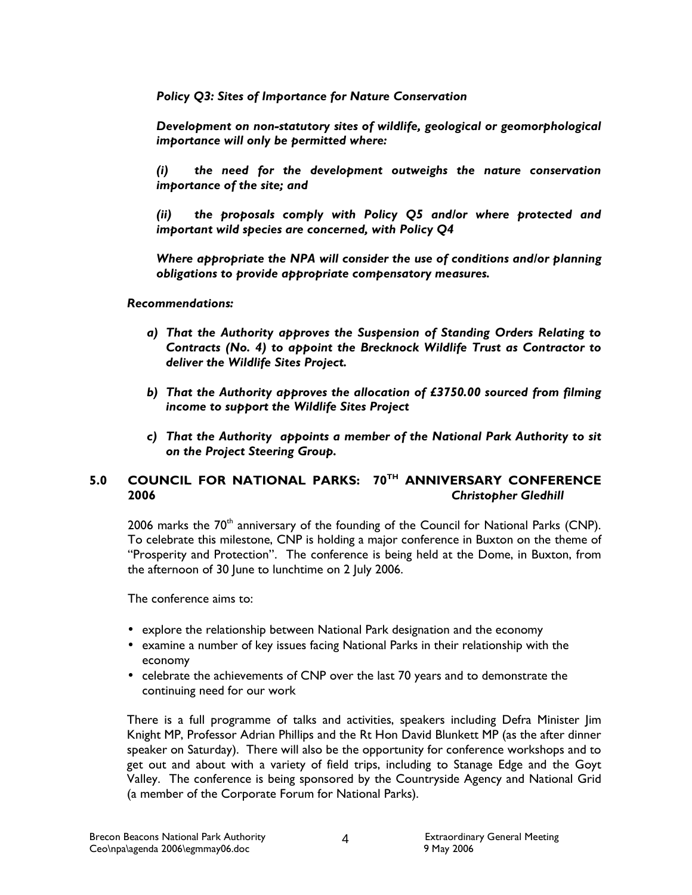***Policy Q3: Sites of Importance for Nature Conservation***

***Development on non-statutory sites of wildlife, geological or geomorphological importance will only be permitted where:***

***(i) the need for the development outweighs the nature conservation importance of the site; and***

***(ii) the proposals comply with Policy Q5 and/or where protected and important wild species are concerned, with Policy Q4***

***Where appropriate the NPA will consider the use of conditions and/or planning obligations to provide appropriate compensatory measures.***

***Recommendations:***

- ***a) That the Authority approves the Suspension of Standing Orders Relating to Contracts (No. 4) to appoint the Brecknock Wildlife Trust as Contractor to deliver the Wildlife Sites Project.***
- ***b) That the Authority approves the allocation of £3750.00 sourced from filming income to support the Wildlife Sites Project***
- ***c) That the Authority appoints a member of the National Park Authority to sit on the Project Steering Group.***

## 5.0 COUNCIL FOR NATIONAL PARKS: 70TH ANNIVERSARY CONFERENCE 2006 ***Christopher Gledhill***

2006 marks the 70th anniversary of the founding of the Council for National Parks (CNP). To celebrate this milestone, CNP is holding a major conference in Buxton on the theme of "Prosperity and Protection". The conference is being held at the Dome, in Buxton, from the afternoon of 30 June to lunchtime on 2 July 2006.

The conference aims to:

- explore the relationship between National Park designation and the economy
- examine a number of key issues facing National Parks in their relationship with the economy
- celebrate the achievements of CNP over the last 70 years and to demonstrate the continuing need for our work

There is a full programme of talks and activities, speakers including Defra Minister Jim Knight MP, Professor Adrian Phillips and the Rt Hon David Blunkett MP (as the after dinner speaker on Saturday). There will also be the opportunity for conference workshops and to get out and about with a variety of field trips, including to Stanage Edge and the Goyt Valley. The conference is being sponsored by the Countryside Agency and National Grid (a member of the Corporate Forum for National Parks).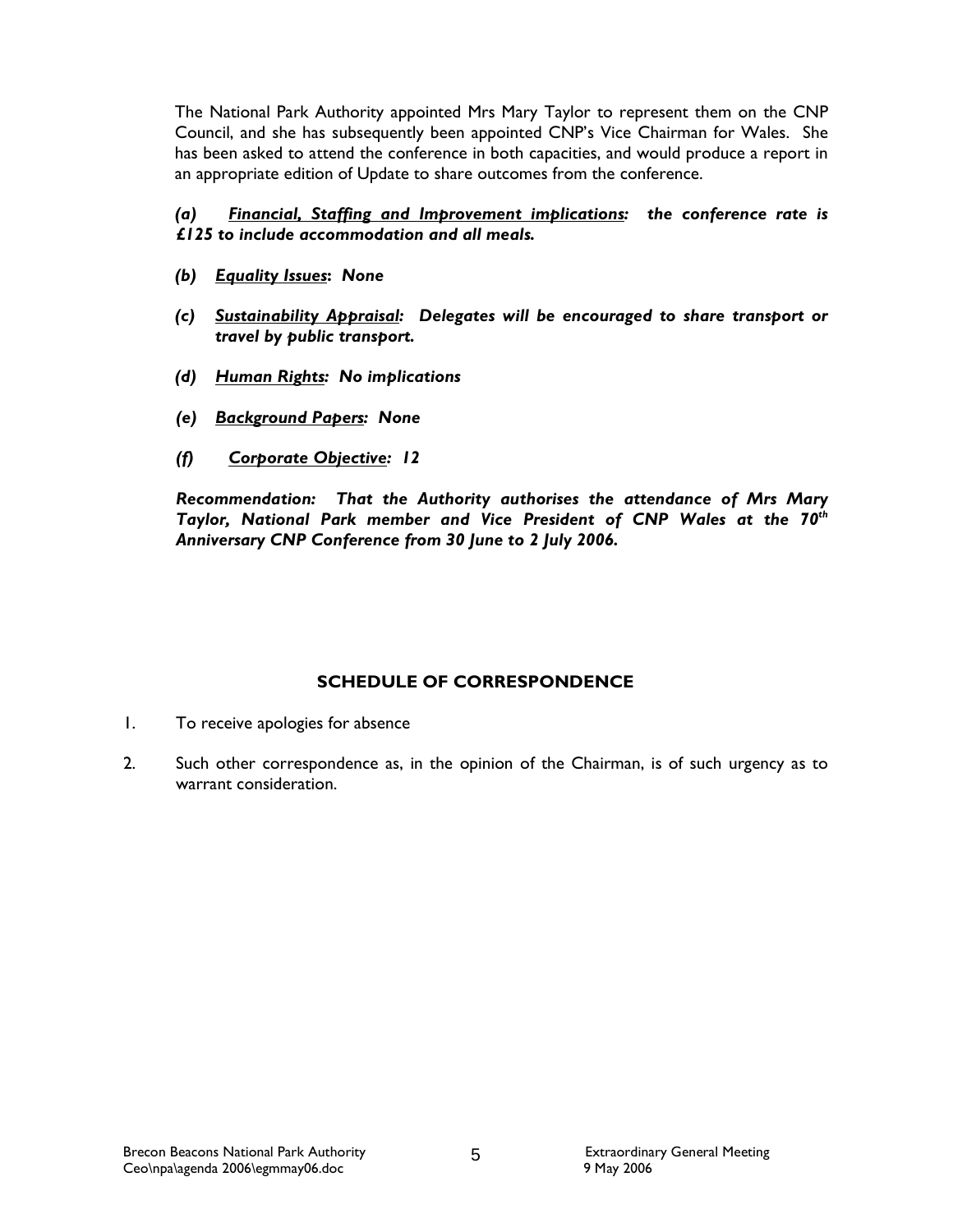The National Park Authority appointed Mrs Mary Taylor to represent them on the CNP Council, and she has subsequently been appointed CNP's Vice Chairman for Wales. She has been asked to attend the conference in both capacities, and would produce a report in an appropriate edition of Update to share outcomes from the conference.

***(a) <u>Financial, Staffing and Improvement implications</u>: the conference rate is £125 to include accommodation and all meals.***

***(b) <u>Equality Issues</u>: None***

***(c) <u>Sustainability Appraisal</u>: Delegates will be encouraged to share transport or travel by public transport.***

***(d) <u>Human Rights</u>: No implications***

***(e) <u>Background Papers</u>: None***

***(f) <u>Corporate Objective</u>: 12***

***Recommendation: That the Authority authorises the attendance of Mrs Mary Taylor, National Park member and Vice President of CNP Wales at the 70th Anniversary CNP Conference from 30 June to 2 July 2006.***

## SCHEDULE OF CORRESPONDENCE

1. To receive apologies for absence

2. Such other correspondence as, in the opinion of the Chairman, is of such urgency as to warrant consideration.